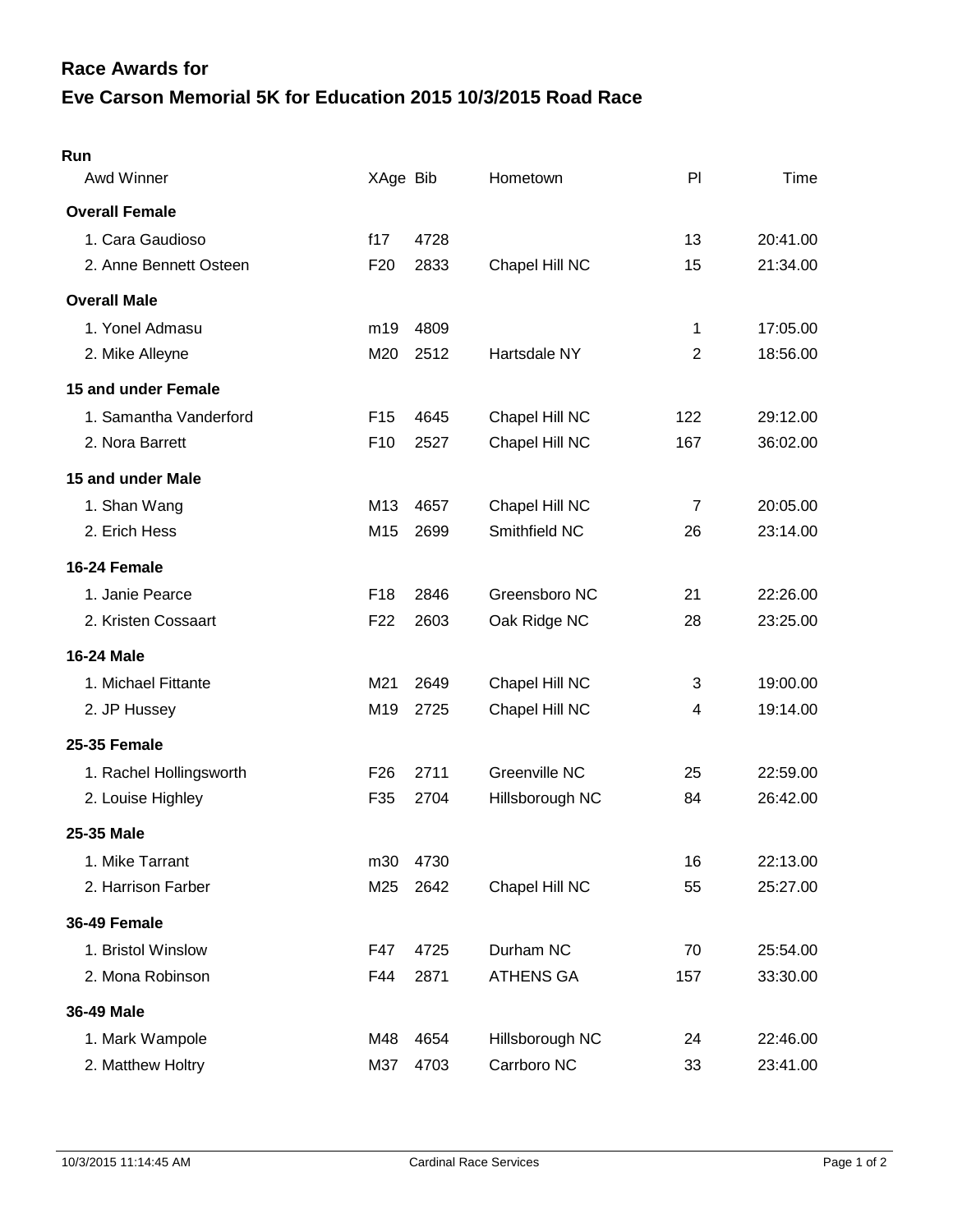## Race Awards for

# Eve Carson Memorial 5K for Education 2015 10/3/2015 Road Race

**Run**

| Awd Winner | XAge | Bib | Hometown | Pl | Time |
|---|---|---|---|---|---|
| **Overall Female** | | | | | |
| 1. Cara Gaudioso | f17 | 4728 | | 13 | 20:41.00 |
| 2. Anne Bennett Osteen | F20 | 2833 | Chapel Hill NC | 15 | 21:34.00 |
| **Overall Male** | | | | | |
| 1. Yonel Admasu | m19 | 4809 | | 1 | 17:05.00 |
| 2. Mike Alleyne | M20 | 2512 | Hartsdale NY | 2 | 18:56.00 |
| **15 and under Female** | | | | | |
| 1. Samantha Vanderford | F15 | 4645 | Chapel Hill NC | 122 | 29:12.00 |
| 2. Nora Barrett | F10 | 2527 | Chapel Hill NC | 167 | 36:02.00 |
| **15 and under Male** | | | | | |
| 1. Shan Wang | M13 | 4657 | Chapel Hill NC | 7 | 20:05.00 |
| 2. Erich Hess | M15 | 2699 | Smithfield NC | 26 | 23:14.00 |
| **16-24 Female** | | | | | |
| 1. Janie Pearce | F18 | 2846 | Greensboro NC | 21 | 22:26.00 |
| 2. Kristen Cossaart | F22 | 2603 | Oak Ridge NC | 28 | 23:25.00 |
| **16-24 Male** | | | | | |
| 1. Michael Fittante | M21 | 2649 | Chapel Hill NC | 3 | 19:00.00 |
| 2. JP Hussey | M19 | 2725 | Chapel Hill NC | 4 | 19:14.00 |
| **25-35 Female** | | | | | |
| 1. Rachel Hollingsworth | F26 | 2711 | Greenville NC | 25 | 22:59.00 |
| 2. Louise Highley | F35 | 2704 | Hillsborough NC | 84 | 26:42.00 |
| **25-35 Male** | | | | | |
| 1. Mike Tarrant | m30 | 4730 | | 16 | 22:13.00 |
| 2. Harrison Farber | M25 | 2642 | Chapel Hill NC | 55 | 25:27.00 |
| **36-49 Female** | | | | | |
| 1. Bristol Winslow | F47 | 4725 | Durham NC | 70 | 25:54.00 |
| 2. Mona Robinson | F44 | 2871 | ATHENS GA | 157 | 33:30.00 |
| **36-49 Male** | | | | | |
| 1. Mark Wampole | M48 | 4654 | Hillsborough NC | 24 | 22:46.00 |
| 2. Matthew Holtry | M37 | 4703 | Carrboro NC | 33 | 23:41.00 |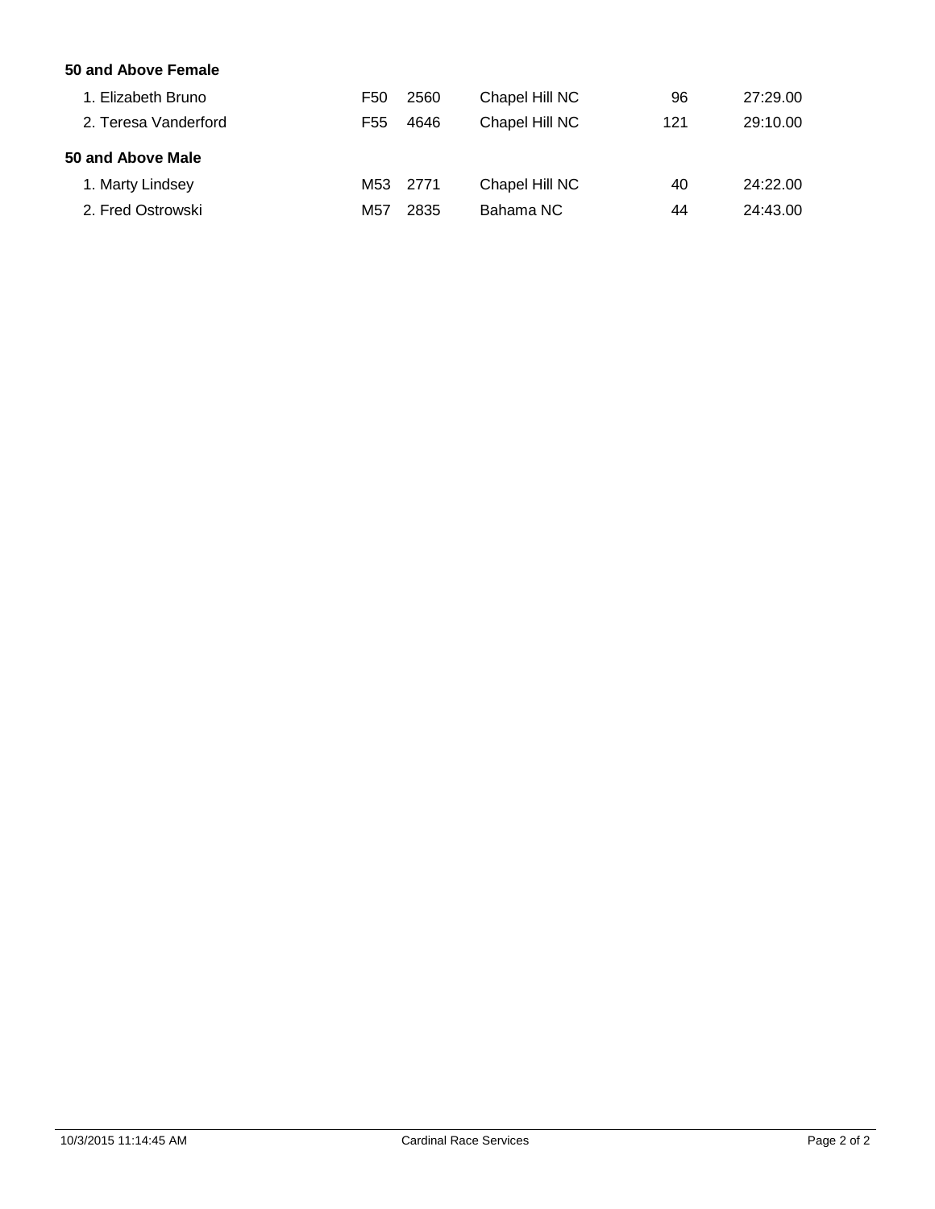**50 and Above Female**

| | | | | | |
|---|---|---|---|---|---|
| 1. Elizabeth Bruno | F50 | 2560 | Chapel Hill NC | 96 | 27:29.00 |
| 2. Teresa Vanderford | F55 | 4646 | Chapel Hill NC | 121 | 29:10.00 |

**50 and Above Male**

| | | | | | |
|---|---|---|---|---|---|
| 1. Marty Lindsey | M53 | 2771 | Chapel Hill NC | 40 | 24:22.00 |
| 2. Fred Ostrowski | M57 | 2835 | Bahama NC | 44 | 24:43.00 |